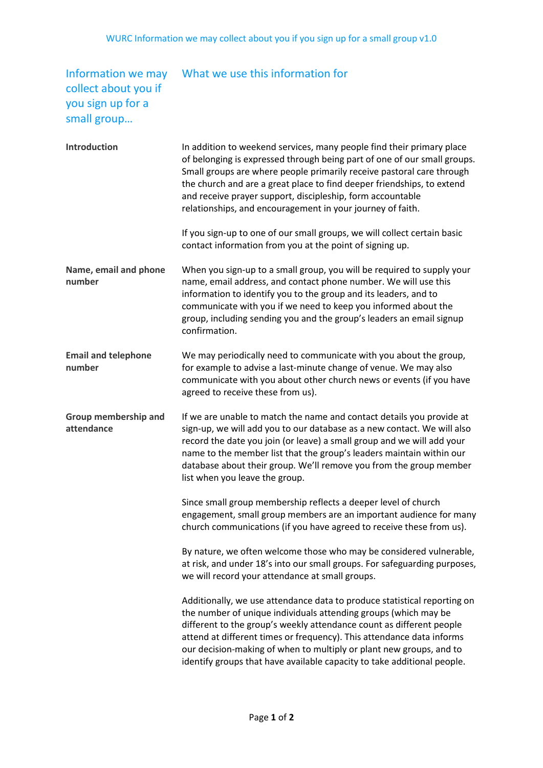| Information we may collect about you if you sign up for a small group… | What we use this information for |
| --- | --- |
| **Introduction** | In addition to weekend services, many people find their primary place of belonging is expressed through being part of one of our small groups. Small groups are where people primarily receive pastoral care through the church and are a great place to find deeper friendships, to extend and receive prayer support, discipleship, form accountable relationships, and encouragement in your journey of faith.<br><br>If you sign-up to one of our small groups, we will collect certain basic contact information from you at the point of signing up. |
| **Name, email and phone number** | When you sign-up to a small group, you will be required to supply your name, email address, and contact phone number. We will use this information to identify you to the group and its leaders, and to communicate with you if we need to keep you informed about the group, including sending you and the group's leaders an email signup confirmation. |
| **Email and telephone number** | We may periodically need to communicate with you about the group, for example to advise a last-minute change of venue. We may also communicate with you about other church news or events (if you have agreed to receive these from us). |
| **Group membership and attendance** | If we are unable to match the name and contact details you provide at sign-up, we will add you to our database as a new contact. We will also record the date you join (or leave) a small group and we will add your name to the member list that the group's leaders maintain within our database about their group. We'll remove you from the group member list when you leave the group.<br><br>Since small group membership reflects a deeper level of church engagement, small group members are an important audience for many church communications (if you have agreed to receive these from us).<br><br>By nature, we often welcome those who may be considered vulnerable, at risk, and under 18's into our small groups. For safeguarding purposes, we will record your attendance at small groups.<br><br>Additionally, we use attendance data to produce statistical reporting on the number of unique individuals attending groups (which may be different to the group's weekly attendance count as different people attend at different times or frequency). This attendance data informs our decision-making of when to multiply or plant new groups, and to identify groups that have available capacity to take additional people. |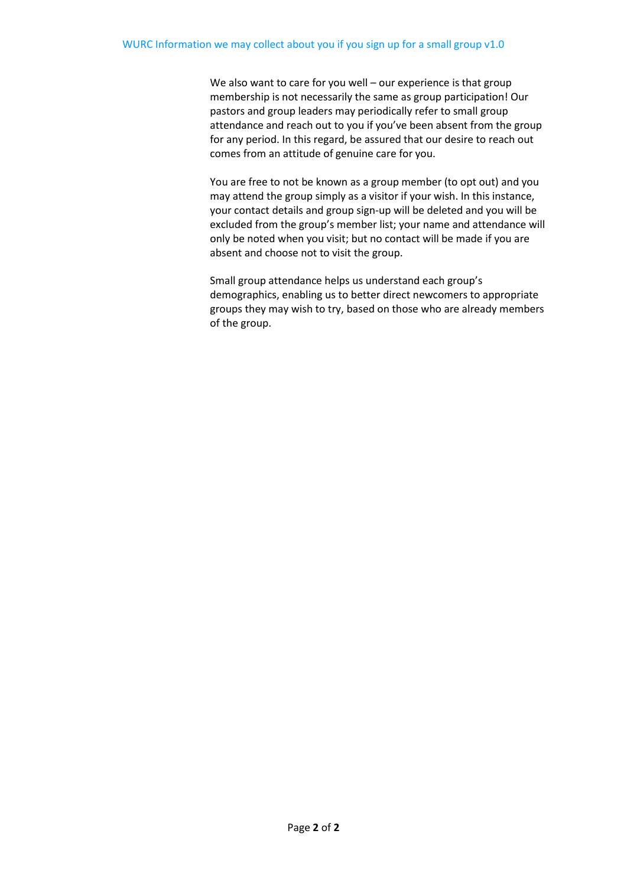We also want to care for you well – our experience is that group membership is not necessarily the same as group participation! Our pastors and group leaders may periodically refer to small group attendance and reach out to you if you've been absent from the group for any period. In this regard, be assured that our desire to reach out comes from an attitude of genuine care for you.

You are free to not be known as a group member (to opt out) and you may attend the group simply as a visitor if your wish. In this instance, your contact details and group sign-up will be deleted and you will be excluded from the group's member list; your name and attendance will only be noted when you visit; but no contact will be made if you are absent and choose not to visit the group.

Small group attendance helps us understand each group's demographics, enabling us to better direct newcomers to appropriate groups they may wish to try, based on those who are already members of the group.